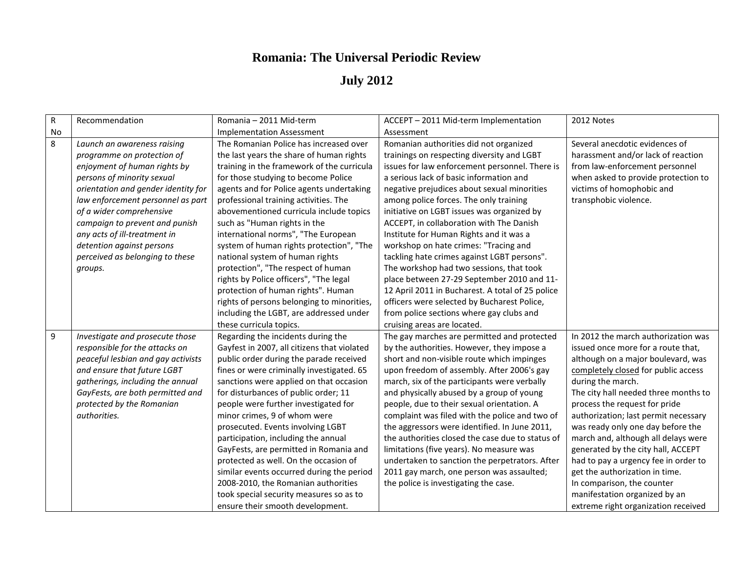# Romania: The Universal Periodic Review

## July 2012

| R No | Recommendation | Romania – 2011 Mid-term Implementation Assessment | ACCEPT – 2011 Mid-term Implementation Assessment | 2012 Notes |
|---|---|---|---|---|
| 8 | *Launch an awareness raising programme on protection of enjoyment of human rights by persons of minority sexual orientation and gender identity for law enforcement personnel as part of a wider comprehensive campaign to prevent and punish any acts of ill-treatment in detention against persons perceived as belonging to these groups.* | The Romanian Police has increased over the last years the share of human rights training in the framework of the curricula for those studying to become Police agents and for Police agents undertaking professional training activities. The abovementioned curricula include topics such as "Human rights in the international norms", "The European system of human rights protection", "The national system of human rights protection", "The respect of human rights by Police officers", "The legal protection of human rights". Human rights of persons belonging to minorities, including the LGBT, are addressed under these curricula topics. | Romanian authorities did not organized trainings on respecting diversity and LGBT issues for law enforcement personnel. There is a serious lack of basic information and negative prejudices about sexual minorities among police forces. The only training initiative on LGBT issues was organized by ACCEPT, in collaboration with The Danish Institute for Human Rights and it was a workshop on hate crimes: "Tracing and tackling hate crimes against LGBT persons". The workshop had two sessions, that took place between 27-29 September 2010 and 11-12 April 2011 in Bucharest. A total of 25 police officers were selected by Bucharest Police, from police sections where gay clubs and cruising areas are located. | Several anecdotic evidences of harassment and/or lack of reaction from law-enforcement personnel when asked to provide protection to victims of homophobic and transphobic violence. |
| 9 | *Investigate and prosecute those responsible for the attacks on peaceful lesbian and gay activists and ensure that future LGBT gatherings, including the annual GayFests, are both permitted and protected by the Romanian authorities.* | Regarding the incidents during the Gayfest in 2007, all citizens that violated public order during the parade received fines or were criminally investigated. 65 sanctions were applied on that occasion for disturbances of public order; 11 people were further investigated for minor crimes, 9 of whom were prosecuted. Events involving LGBT participation, including the annual GayFests, are permitted in Romania and protected as well. On the occasion of similar events occurred during the period 2008-2010, the Romanian authorities took special security measures so as to ensure their smooth development. | The gay marches are permitted and protected by the authorities. However, they impose a short and non-visible route which impinges upon freedom of assembly. After 2006's gay march, six of the participants were verbally and physically abused by a group of young people, due to their sexual orientation. A complaint was filed with the police and two of the aggressors were identified. In June 2011, the authorities closed the case due to status of limitations (five years). No measure was undertaken to sanction the perpetrators. After 2011 gay march, one person was assaulted; the police is investigating the case. | In 2012 the march authorization was issued once more for a route that, although on a major boulevard, was completely closed for public access during the march.<br>The city hall needed three months to process the request for pride authorization; last permit necessary was ready only one day before the march and, although all delays were generated by the city hall, ACCEPT had to pay a urgency fee in order to get the authorization in time.<br>In comparison, the counter manifestation organized by an extreme right organization received |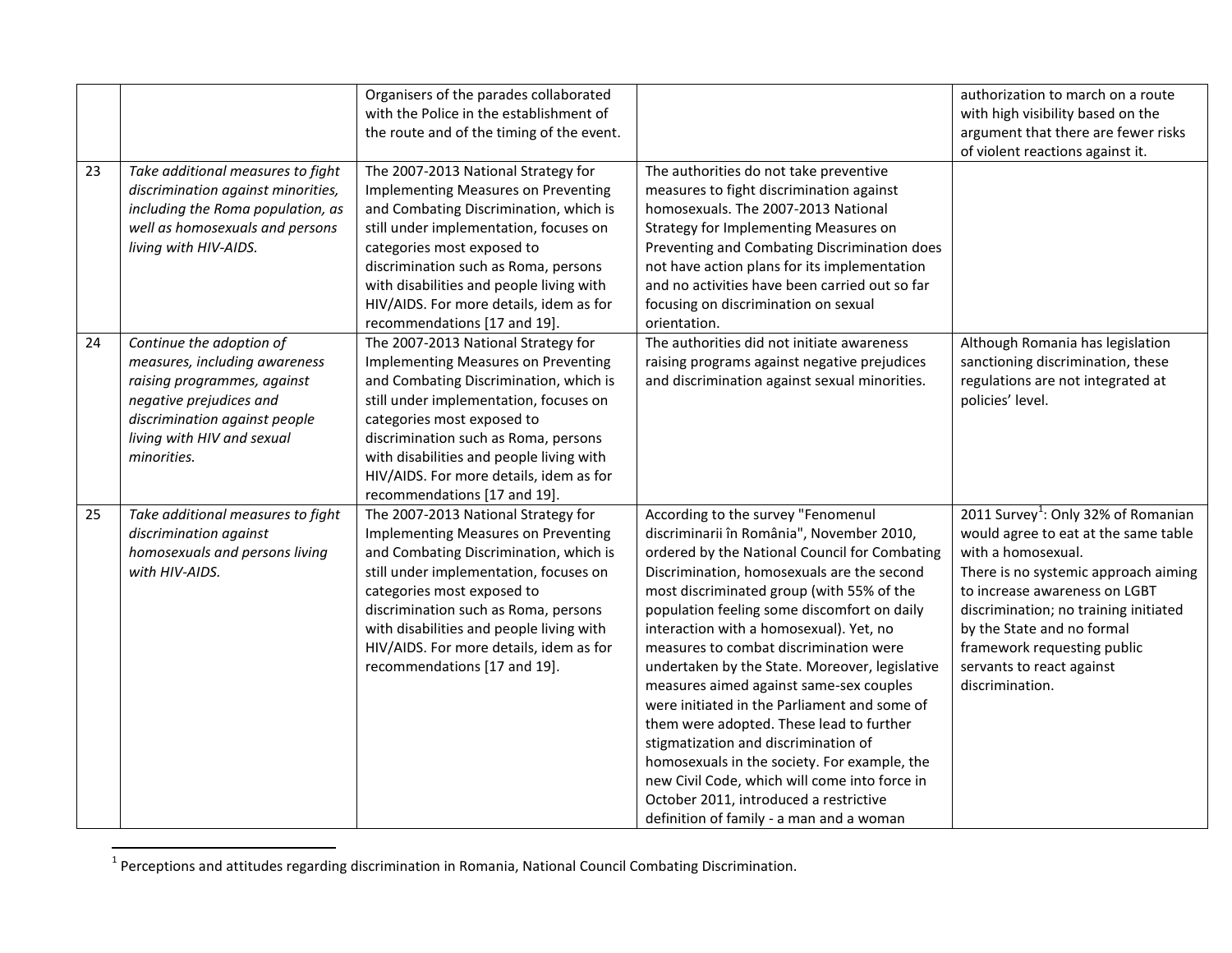| | | | | |
|---|---|---|---|---|
| | | Organisers of the parades collaborated with the Police in the establishment of the route and of the timing of the event. | | authorization to march on a route with high visibility based on the argument that there are fewer risks of violent reactions against it. |
| 23 | *Take additional measures to fight discrimination against minorities, including the Roma population, as well as homosexuals and persons living with HIV-AIDS.* | The 2007-2013 National Strategy for Implementing Measures on Preventing and Combating Discrimination, which is still under implementation, focuses on categories most exposed to discrimination such as Roma, persons with disabilities and people living with HIV/AIDS. For more details, idem as for recommendations [17 and 19]. | The authorities do not take preventive measures to fight discrimination against homosexuals. The 2007-2013 National Strategy for Implementing Measures on Preventing and Combating Discrimination does not have action plans for its implementation and no activities have been carried out so far focusing on discrimination on sexual orientation. | |
| 24 | *Continue the adoption of measures, including awareness raising programmes, against negative prejudices and discrimination against people living with HIV and sexual minorities.* | The 2007-2013 National Strategy for Implementing Measures on Preventing and Combating Discrimination, which is still under implementation, focuses on categories most exposed to discrimination such as Roma, persons with disabilities and people living with HIV/AIDS. For more details, idem as for recommendations [17 and 19]. | The authorities did not initiate awareness raising programs against negative prejudices and discrimination against sexual minorities. | Although Romania has legislation sanctioning discrimination, these regulations are not integrated at policies' level. |
| 25 | *Take additional measures to fight discrimination against homosexuals and persons living with HIV-AIDS.* | The 2007-2013 National Strategy for Implementing Measures on Preventing and Combating Discrimination, which is still under implementation, focuses on categories most exposed to discrimination such as Roma, persons with disabilities and people living with HIV/AIDS. For more details, idem as for recommendations [17 and 19]. | According to the survey "Fenomenul discriminarii în România", November 2010, ordered by the National Council for Combating Discrimination, homosexuals are the second most discriminated group (with 55% of the population feeling some discomfort on daily interaction with a homosexual). Yet, no measures to combat discrimination were undertaken by the State. Moreover, legislative measures aimed against same-sex couples were initiated in the Parliament and some of them were adopted. These lead to further stigmatization and discrimination of homosexuals in the society. For example, the new Civil Code, which will come into force in October 2011, introduced a restrictive definition of family - a man and a woman | 2011 Survey[1]: Only 32% of Romanian would agree to eat at the same table with a homosexual. There is no systemic approach aiming to increase awareness on LGBT discrimination; no training initiated by the State and no formal framework requesting public servants to react against discrimination. |

[1] Perceptions and attitudes regarding discrimination in Romania, National Council Combating Discrimination.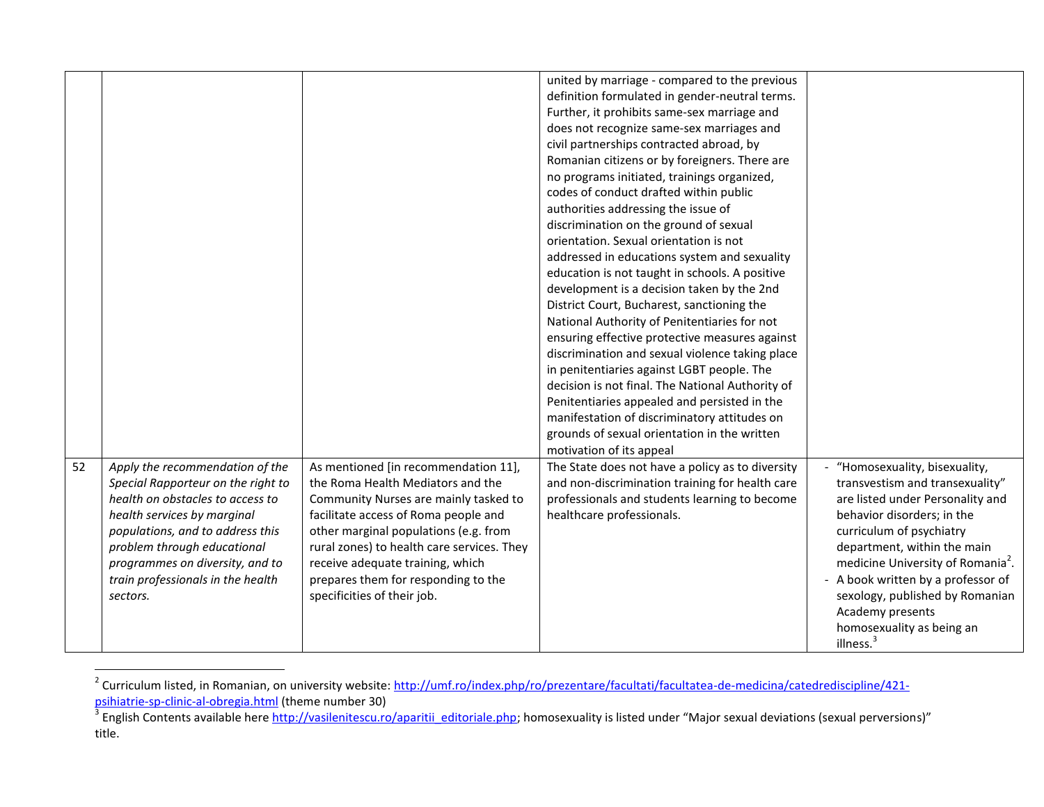| | | | | |
|---|---|---|---|---|
| | | | united by marriage - compared to the previous definition formulated in gender-neutral terms. Further, it prohibits same-sex marriage and does not recognize same-sex marriages and civil partnerships contracted abroad, by Romanian citizens or by foreigners. There are no programs initiated, trainings organized, codes of conduct drafted within public authorities addressing the issue of discrimination on the ground of sexual orientation. Sexual orientation is not addressed in educations system and sexuality education is not taught in schools. A positive development is a decision taken by the 2nd District Court, Bucharest, sanctioning the National Authority of Penitentiaries for not ensuring effective protective measures against discrimination and sexual violence taking place in penitentiaries against LGBT people. The decision is not final. The National Authority of Penitentiaries appealed and persisted in the manifestation of discriminatory attitudes on grounds of sexual orientation in the written motivation of its appeal | |
| 52 | *Apply the recommendation of the Special Rapporteur on the right to health on obstacles to access to health services by marginal populations, and to address this problem through educational programmes on diversity, and to train professionals in the health sectors.* | As mentioned [in recommendation 11], the Roma Health Mediators and the Community Nurses are mainly tasked to facilitate access of Roma people and other marginal populations (e.g. from rural zones) to health care services. They receive adequate training, which prepares them for responding to the specificities of their job. | The State does not have a policy as to diversity and non-discrimination training for health care professionals and students learning to become healthcare professionals. | - "Homosexuality, bisexuality, transvestism and transexuality" are listed under Personality and behavior disorders; in the curriculum of psychiatry department, within the main medicine University of Romania[2].<br>- A book written by a professor of sexology, published by Romanian Academy presents homosexuality as being an illness.[3] |

[2] Curriculum listed, in Romanian, on university website: http://umf.ro/index.php/ro/prezentare/facultati/facultatea-de-medicina/catedrediscipline/421-psihiatrie-sp-clinic-al-obregia.html (theme number 30)

[3] English Contents available here http://vasilenitescu.ro/aparitii_editoriale.php; homosexuality is listed under "Major sexual deviations (sexual perversions)" title.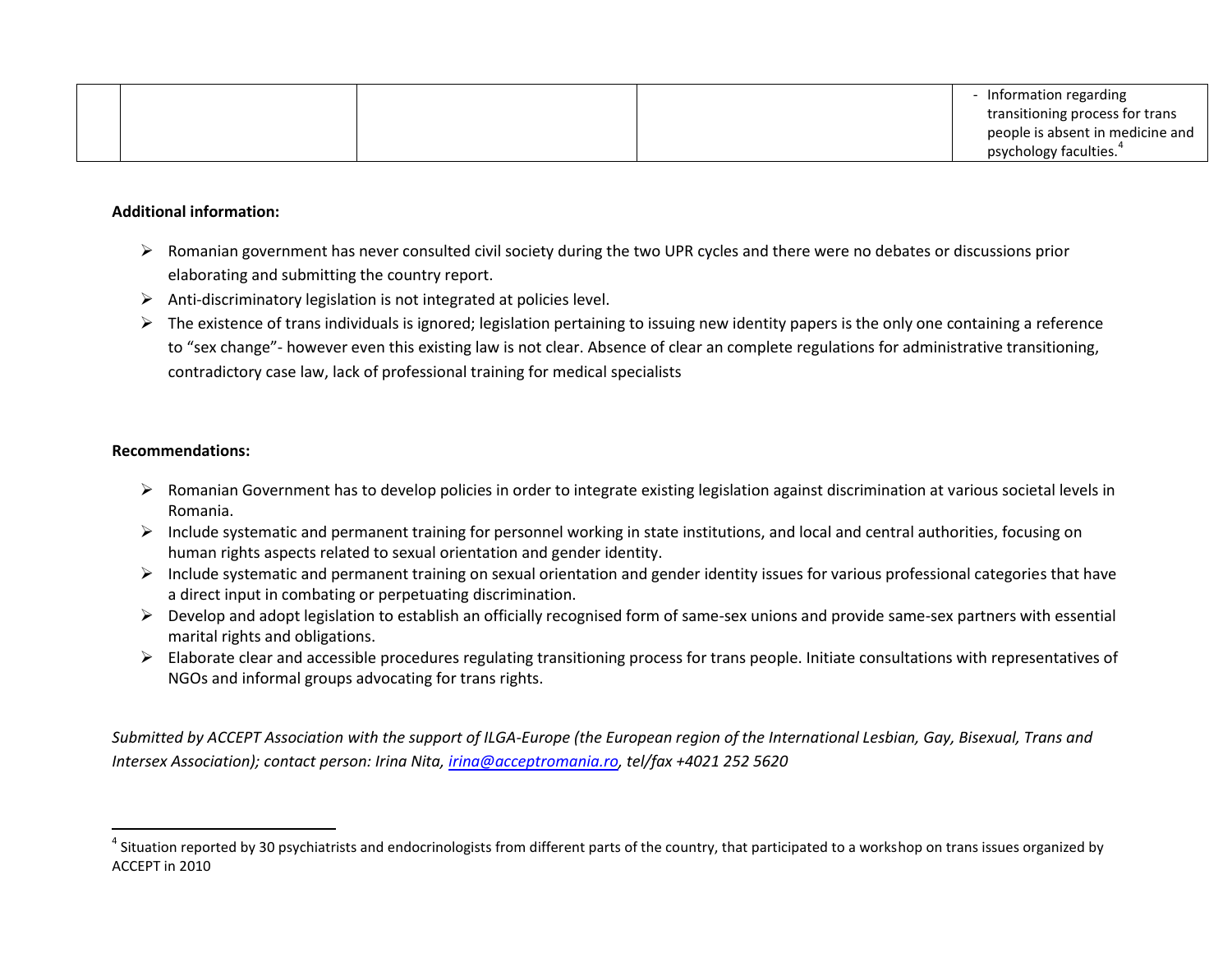| | | | | |
|---|---|---|---|---|
| | | | | - Information regarding transitioning process for trans people is absent in medicine and psychology faculties.[4] |

**Additional information:**

- Romanian government has never consulted civil society during the two UPR cycles and there were no debates or discussions prior elaborating and submitting the country report.
- Anti-discriminatory legislation is not integrated at policies level.
- The existence of trans individuals is ignored; legislation pertaining to issuing new identity papers is the only one containing a reference to "sex change"- however even this existing law is not clear. Absence of clear an complete regulations for administrative transitioning, contradictory case law, lack of professional training for medical specialists

**Recommendations:**

- Romanian Government has to develop policies in order to integrate existing legislation against discrimination at various societal levels in Romania.
- Include systematic and permanent training for personnel working in state institutions, and local and central authorities, focusing on human rights aspects related to sexual orientation and gender identity.
- Include systematic and permanent training on sexual orientation and gender identity issues for various professional categories that have a direct input in combating or perpetuating discrimination.
- Develop and adopt legislation to establish an officially recognised form of same-sex unions and provide same-sex partners with essential marital rights and obligations.
- Elaborate clear and accessible procedures regulating transitioning process for trans people. Initiate consultations with representatives of NGOs and informal groups advocating for trans rights.

*Submitted by ACCEPT Association with the support of ILGA-Europe (the European region of the International Lesbian, Gay, Bisexual, Trans and Intersex Association); contact person: Irina Nita, irina@acceptromania.ro, tel/fax +4021 252 5620*

[4] Situation reported by 30 psychiatrists and endocrinologists from different parts of the country, that participated to a workshop on trans issues organized by ACCEPT in 2010